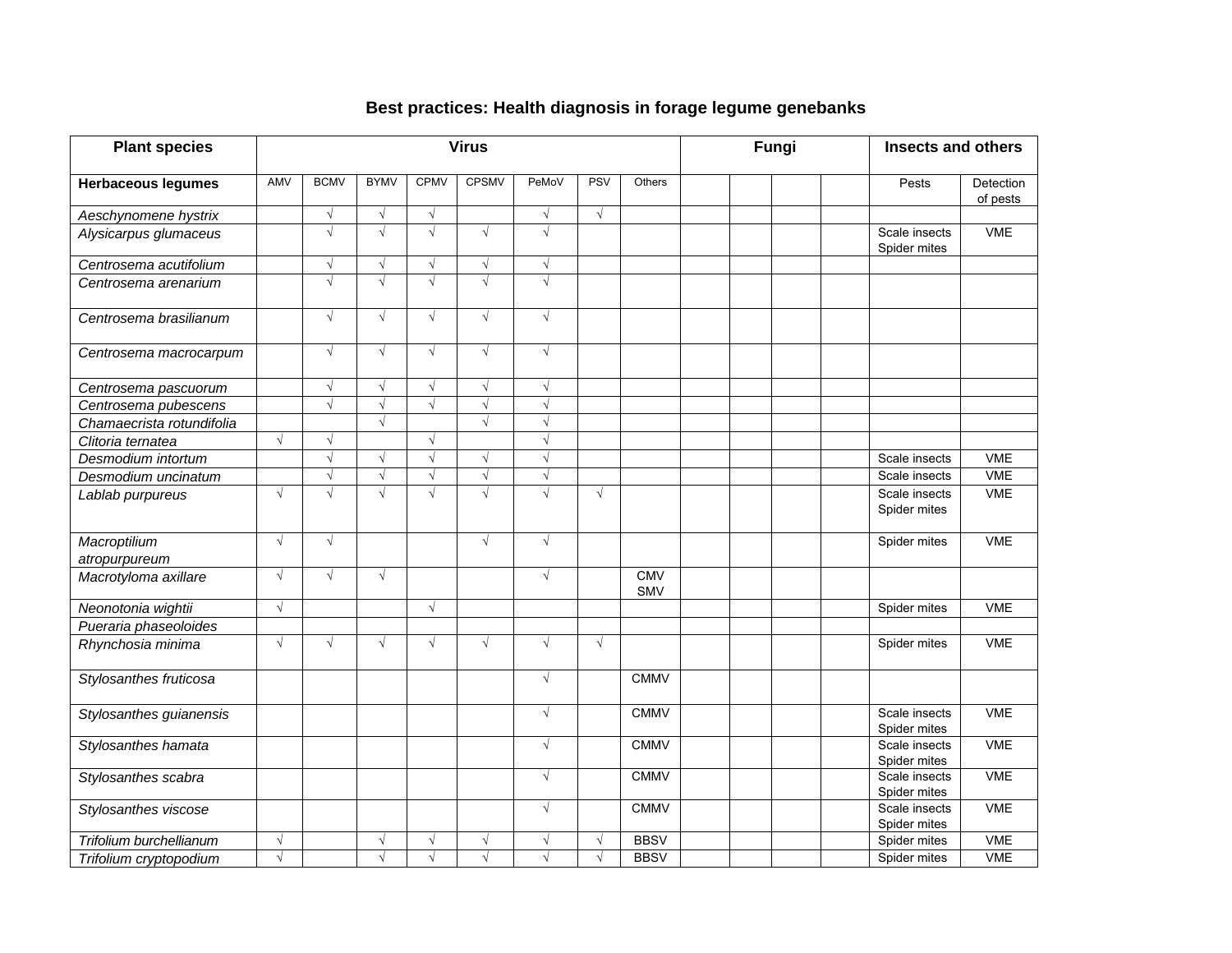## Best practices: Health diagnosis in forage legume genebanks

| Plant species | Virus | | | | | | | | Fungi | | | | Insects and others | |
|---|---|---|---|---|---|---|---|---|---|---|---|---|---|---|
| **Herbaceous legumes** | AMV | BCMV | BYMV | CPMV | CPSMV | PeMoV | PSV | Others | | | | | Pests | Detection of pests |
| *Aeschynomene hystrix* | | √ | √ | √ | | √ | √ | | | | | | | |
| *Alysicarpus glumaceus* | | √ | √ | √ | √ | √ | | | | | | | Scale insects Spider mites | VME |
| *Centrosema acutifolium* | | √ | √ | √ | √ | √ | | | | | | | | |
| *Centrosema arenarium* | | √ | √ | √ | √ | √ | | | | | | | | |
| *Centrosema brasilianum* | | √ | √ | √ | √ | √ | | | | | | | | |
| *Centrosema macrocarpum* | | √ | √ | √ | √ | √ | | | | | | | | |
| *Centrosema pascuorum* | | √ | √ | √ | √ | √ | | | | | | | | |
| *Centrosema pubescens* | | √ | √ | √ | √ | √ | | | | | | | | |
| *Chamaecrista rotundifolia* | | | √ | | √ | √ | | | | | | | | |
| *Clitoria ternatea* | √ | √ | | √ | | √ | | | | | | | | |
| *Desmodium intortum* | | √ | √ | √ | √ | √ | | | | | | | Scale insects | VME |
| *Desmodium uncinatum* | | √ | √ | √ | √ | √ | | | | | | | Scale insects | VME |
| *Lablab purpureus* | √ | √ | √ | √ | √ | √ | √ | | | | | | Scale insects Spider mites | VME |
| *Macroptilium atropurpureum* | √ | √ | | | √ | √ | | | | | | | Spider mites | VME |
| *Macrotyloma axillare* | √ | √ | √ | | | √ | | CMV SMV | | | | | | |
| *Neonotonia wightii* | √ | | | √ | | | | | | | | | Spider mites | VME |
| *Pueraria phaseoloides* | | | | | | | | | | | | | | |
| *Rhynchosia minima* | √ | √ | √ | √ | √ | √ | √ | | | | | | Spider mites | VME |
| *Stylosanthes fruticosa* | | | | | | √ | | CMMV | | | | | | |
| *Stylosanthes guianensis* | | | | | | √ | | CMMV | | | | | Scale insects Spider mites | VME |
| *Stylosanthes hamata* | | | | | | √ | | CMMV | | | | | Scale insects Spider mites | VME |
| *Stylosanthes scabra* | | | | | | √ | | CMMV | | | | | Scale insects Spider mites | VME |
| *Stylosanthes viscose* | | | | | | √ | | CMMV | | | | | Scale insects Spider mites | VME |
| *Trifolium burchellianum* | √ | | √ | √ | √ | √ | √ | BBSV | | | | | Spider mites | VME |
| *Trifolium cryptopodium* | √ | | √ | √ | √ | √ | √ | BBSV | | | | | Spider mites | VME |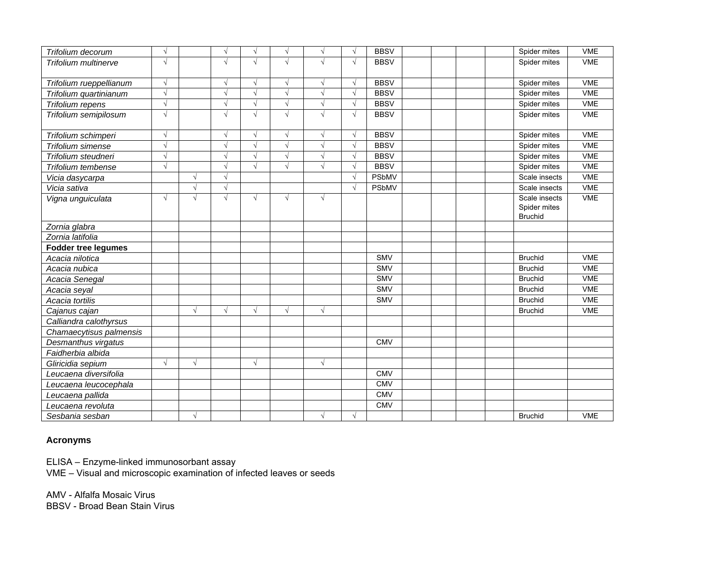| | | | | | | | | | | | | | | |
|---|---|---|---|---|---|---|---|---|---|---|---|---|---|---|
| *Trifolium decorum* | √ | | √ | √ | √ | √ | √ | BBSV | | | | | Spider mites | VME |
| *Trifolium multinerve* | √ | | √ | √ | √ | √ | √ | BBSV | | | | | Spider mites | VME |
| *Trifolium rueppellianum* | √ | | √ | √ | √ | √ | √ | BBSV | | | | | Spider mites | VME |
| *Trifolium quartinianum* | √ | | √ | √ | √ | √ | √ | BBSV | | | | | Spider mites | VME |
| *Trifolium repens* | √ | | √ | √ | √ | √ | √ | BBSV | | | | | Spider mites | VME |
| *Trifolium semipilosum* | √ | | √ | √ | √ | √ | √ | BBSV | | | | | Spider mites | VME |
| *Trifolium schimperi* | √ | | √ | √ | √ | √ | √ | BBSV | | | | | Spider mites | VME |
| *Trifolium simense* | √ | | √ | √ | √ | √ | √ | BBSV | | | | | Spider mites | VME |
| *Trifolium steudneri* | √ | | √ | √ | √ | √ | √ | BBSV | | | | | Spider mites | VME |
| *Trifolium tembense* | √ | | √ | √ | √ | √ | √ | BBSV | | | | | Spider mites | VME |
| *Vicia dasycarpa* | | √ | √ | | | | √ | PSbMV | | | | | Scale insects | VME |
| *Vicia sativa* | | √ | √ | | | | √ | PSbMV | | | | | Scale insects | VME |
| *Vigna unguiculata* | √ | √ | √ | √ | √ | √ | | | | | | | Scale insects Spider mites Bruchid | VME |
| *Zornia glabra* | | | | | | | | | | | | | | |
| *Zornia latifolia* | | | | | | | | | | | | | | |
| **Fodder tree legumes** | | | | | | | | | | | | | | |
| *Acacia nilotica* | | | | | | | | SMV | | | | | Bruchid | VME |
| *Acacia nubica* | | | | | | | | SMV | | | | | Bruchid | VME |
| *Acacia Senegal* | | | | | | | | SMV | | | | | Bruchid | VME |
| *Acacia seyal* | | | | | | | | SMV | | | | | Bruchid | VME |
| *Acacia tortilis* | | | | | | | | SMV | | | | | Bruchid | VME |
| *Cajanus cajan* | | √ | √ | √ | √ | √ | | | | | | | Bruchid | VME |
| *Calliandra calothyrsus* | | | | | | | | | | | | | | |
| *Chamaecytisus palmensis* | | | | | | | | | | | | | | |
| *Desmanthus virgatus* | | | | | | | | CMV | | | | | | |
| *Faidherbia albida* | | | | | | | | | | | | | | |
| *Gliricidia sepium* | √ | √ | | √ | | √ | | | | | | | | |
| *Leucaena diversifolia* | | | | | | | | CMV | | | | | | |
| *Leucaena leucocephala* | | | | | | | | CMV | | | | | | |
| *Leucaena pallida* | | | | | | | | CMV | | | | | | |
| *Leucaena revoluta* | | | | | | | | CMV | | | | | | |
| *Sesbania sesban* | | √ | | | | √ | √ | | | | | | Bruchid | VME |

**Acronyms**

ELISA – Enzyme-linked immunosorbant assay
VME – Visual and microscopic examination of infected leaves or seeds

AMV - Alfalfa Mosaic Virus
BBSV - Broad Bean Stain Virus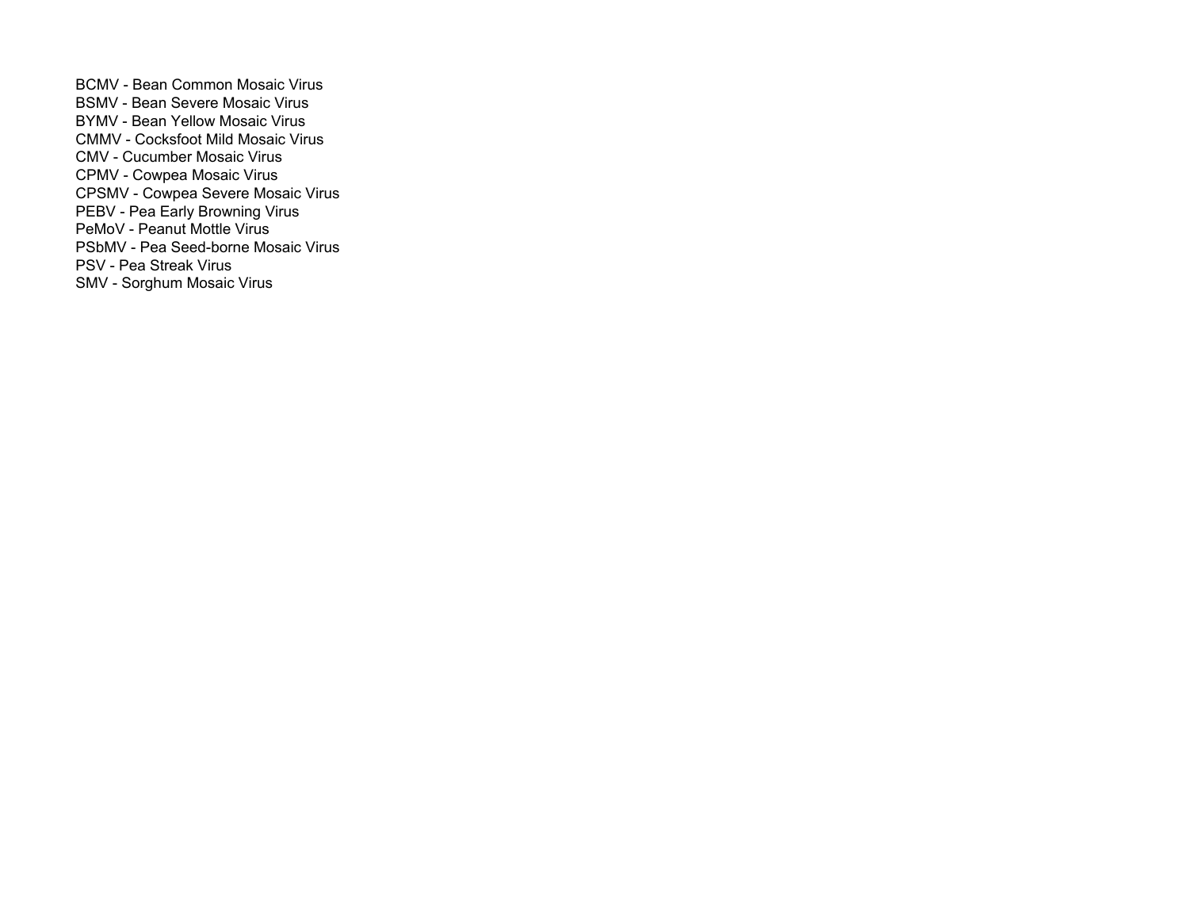BCMV - Bean Common Mosaic Virus
BSMV - Bean Severe Mosaic Virus
BYMV - Bean Yellow Mosaic Virus
CMMV - Cocksfoot Mild Mosaic Virus
CMV - Cucumber Mosaic Virus
CPMV - Cowpea Mosaic Virus
CPSMV - Cowpea Severe Mosaic Virus
PEBV - Pea Early Browning Virus
PeMoV - Peanut Mottle Virus
PSbMV - Pea Seed-borne Mosaic Virus
PSV - Pea Streak Virus
SMV - Sorghum Mosaic Virus